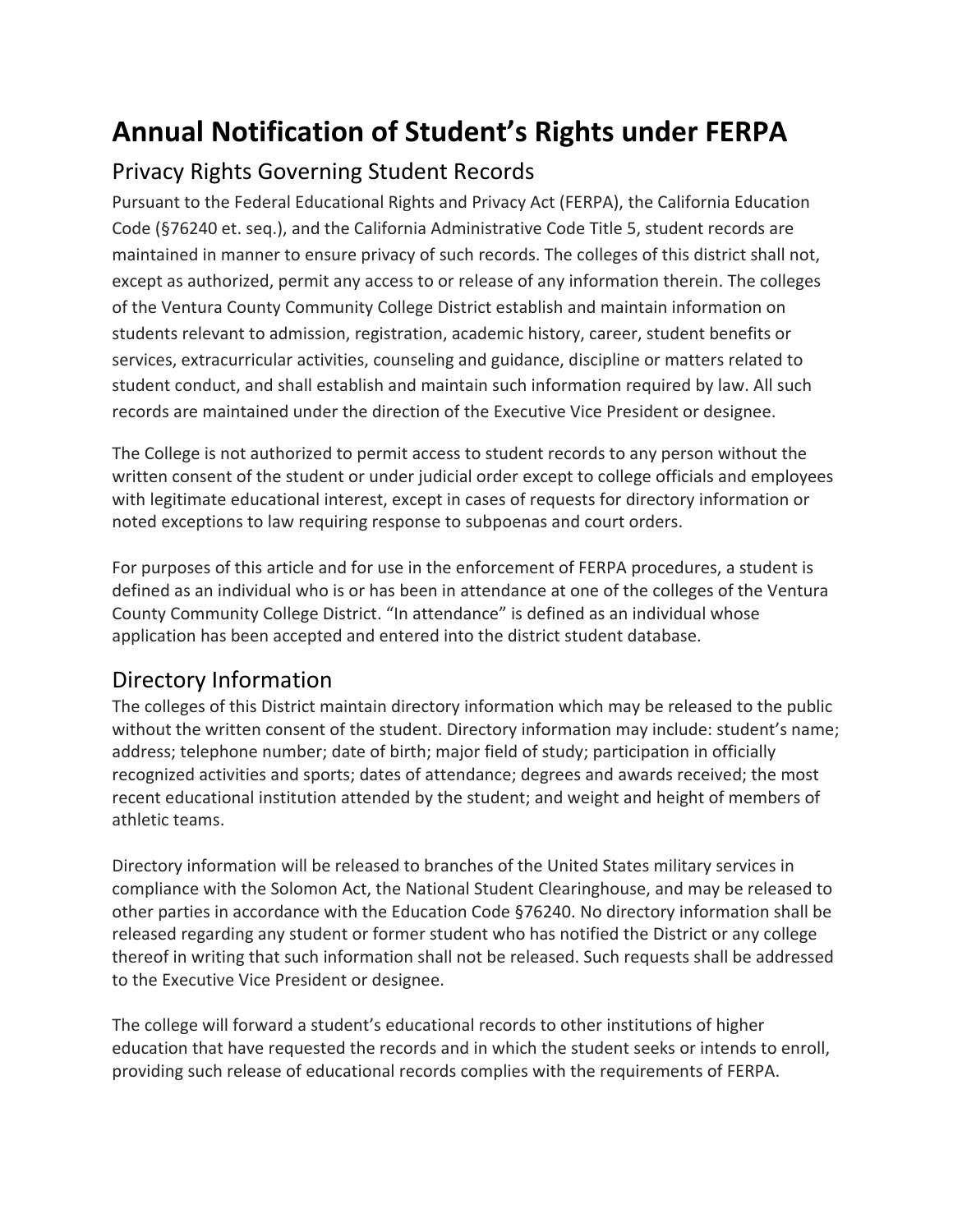# Annual Notification of Student's Rights under FERPA

## Privacy Rights Governing Student Records

Pursuant to the Federal Educational Rights and Privacy Act (FERPA), the California Education Code (§76240 et. seq.), and the California Administrative Code Title 5, student records are maintained in manner to ensure privacy of such records. The colleges of this district shall not, except as authorized, permit any access to or release of any information therein. The colleges of the Ventura County Community College District establish and maintain information on students relevant to admission, registration, academic history, career, student benefits or services, extracurricular activities, counseling and guidance, discipline or matters related to student conduct, and shall establish and maintain such information required by law. All such records are maintained under the direction of the Executive Vice President or designee.

The College is not authorized to permit access to student records to any person without the written consent of the student or under judicial order except to college officials and employees with legitimate educational interest, except in cases of requests for directory information or noted exceptions to law requiring response to subpoenas and court orders.

For purposes of this article and for use in the enforcement of FERPA procedures, a student is defined as an individual who is or has been in attendance at one of the colleges of the Ventura County Community College District. "In attendance" is defined as an individual whose application has been accepted and entered into the district student database.

## Directory Information

The colleges of this District maintain directory information which may be released to the public without the written consent of the student. Directory information may include: student's name; address; telephone number; date of birth; major field of study; participation in officially recognized activities and sports; dates of attendance; degrees and awards received; the most recent educational institution attended by the student; and weight and height of members of athletic teams.

Directory information will be released to branches of the United States military services in compliance with the Solomon Act, the National Student Clearinghouse, and may be released to other parties in accordance with the Education Code §76240. No directory information shall be released regarding any student or former student who has notified the District or any college thereof in writing that such information shall not be released. Such requests shall be addressed to the Executive Vice President or designee.

The college will forward a student's educational records to other institutions of higher education that have requested the records and in which the student seeks or intends to enroll, providing such release of educational records complies with the requirements of FERPA.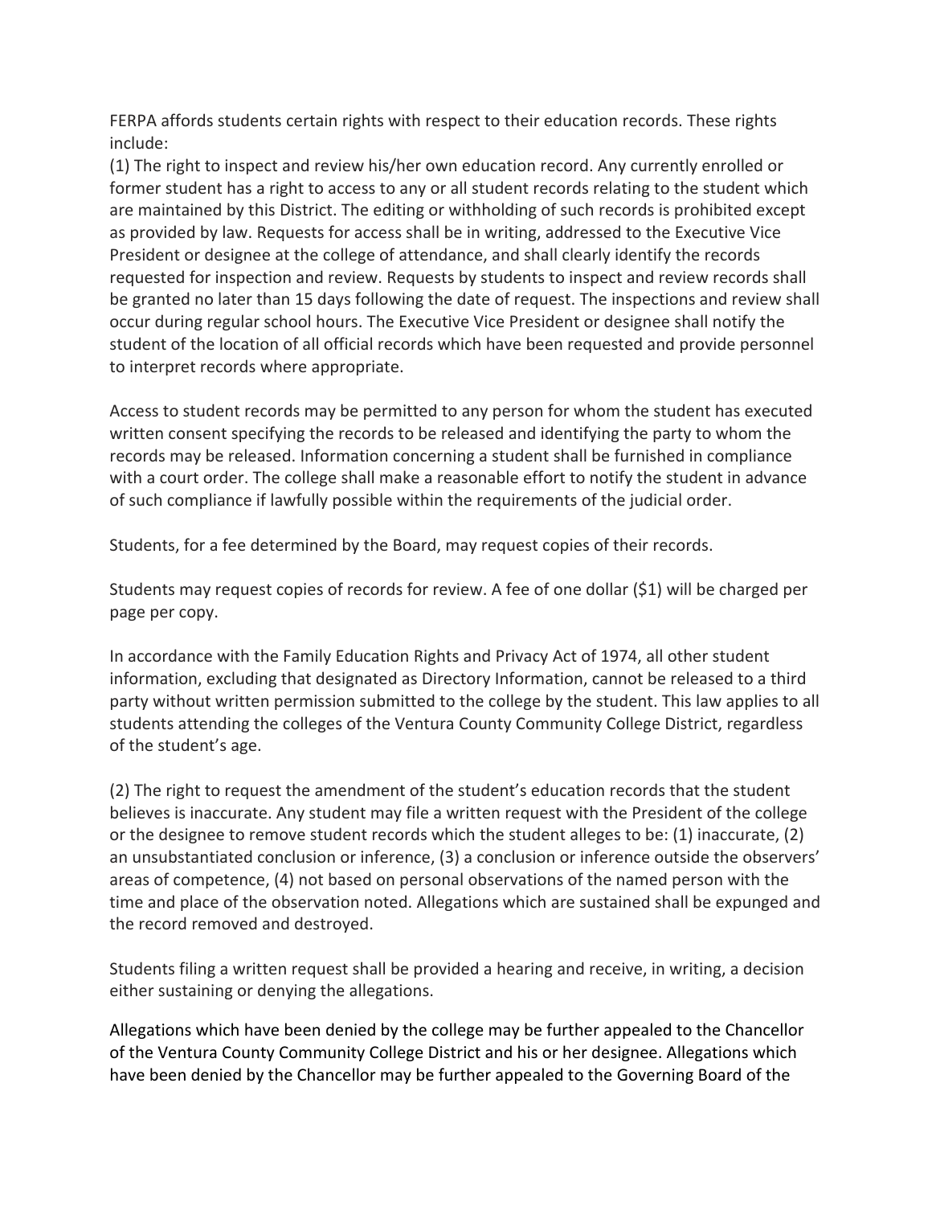FERPA affords students certain rights with respect to their education records. These rights include:

(1) The right to inspect and review his/her own education record. Any currently enrolled or former student has a right to access to any or all student records relating to the student which are maintained by this District. The editing or withholding of such records is prohibited except as provided by law. Requests for access shall be in writing, addressed to the Executive Vice President or designee at the college of attendance, and shall clearly identify the records requested for inspection and review. Requests by students to inspect and review records shall be granted no later than 15 days following the date of request. The inspections and review shall occur during regular school hours. The Executive Vice President or designee shall notify the student of the location of all official records which have been requested and provide personnel to interpret records where appropriate.

Access to student records may be permitted to any person for whom the student has executed written consent specifying the records to be released and identifying the party to whom the records may be released. Information concerning a student shall be furnished in compliance with a court order. The college shall make a reasonable effort to notify the student in advance of such compliance if lawfully possible within the requirements of the judicial order.

Students, for a fee determined by the Board, may request copies of their records.

Students may request copies of records for review. A fee of one dollar ($1) will be charged per page per copy.

In accordance with the Family Education Rights and Privacy Act of 1974, all other student information, excluding that designated as Directory Information, cannot be released to a third party without written permission submitted to the college by the student. This law applies to all students attending the colleges of the Ventura County Community College District, regardless of the student's age.

(2) The right to request the amendment of the student's education records that the student believes is inaccurate. Any student may file a written request with the President of the college or the designee to remove student records which the student alleges to be: (1) inaccurate, (2) an unsubstantiated conclusion or inference, (3) a conclusion or inference outside the observers' areas of competence, (4) not based on personal observations of the named person with the time and place of the observation noted. Allegations which are sustained shall be expunged and the record removed and destroyed.

Students filing a written request shall be provided a hearing and receive, in writing, a decision either sustaining or denying the allegations.

Allegations which have been denied by the college may be further appealed to the Chancellor of the Ventura County Community College District and his or her designee. Allegations which have been denied by the Chancellor may be further appealed to the Governing Board of the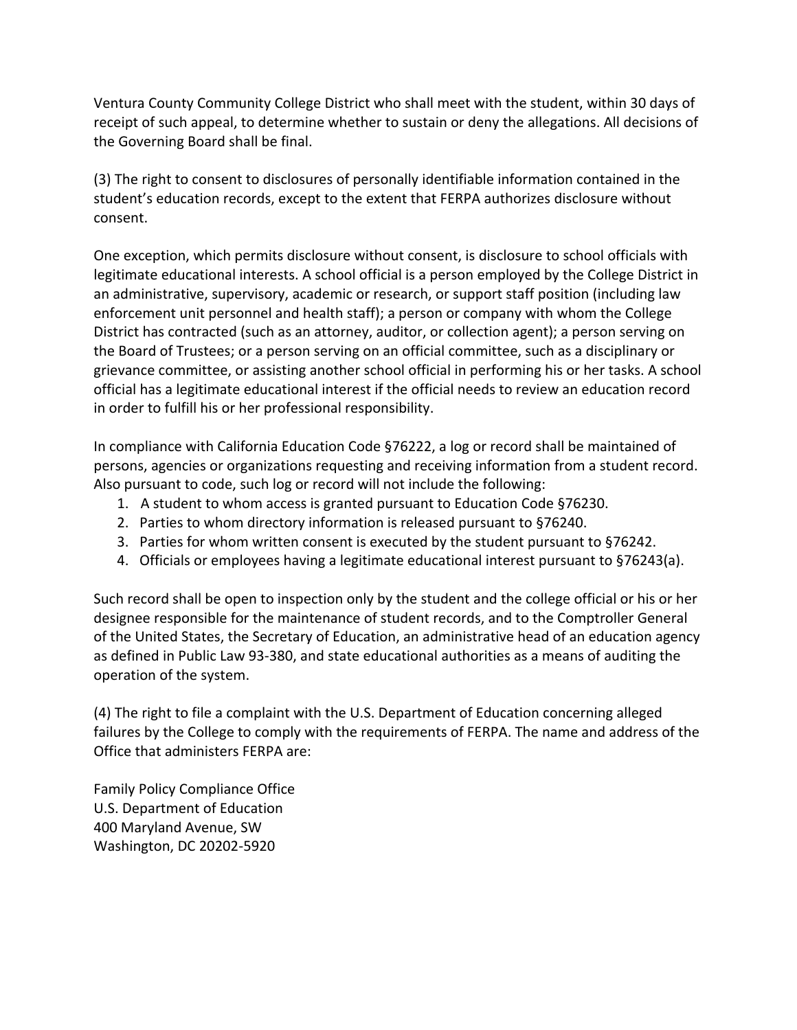Ventura County Community College District who shall meet with the student, within 30 days of receipt of such appeal, to determine whether to sustain or deny the allegations. All decisions of the Governing Board shall be final.

(3) The right to consent to disclosures of personally identifiable information contained in the student's education records, except to the extent that FERPA authorizes disclosure without consent.

One exception, which permits disclosure without consent, is disclosure to school officials with legitimate educational interests. A school official is a person employed by the College District in an administrative, supervisory, academic or research, or support staff position (including law enforcement unit personnel and health staff); a person or company with whom the College District has contracted (such as an attorney, auditor, or collection agent); a person serving on the Board of Trustees; or a person serving on an official committee, such as a disciplinary or grievance committee, or assisting another school official in performing his or her tasks. A school official has a legitimate educational interest if the official needs to review an education record in order to fulfill his or her professional responsibility.

In compliance with California Education Code §76222, a log or record shall be maintained of persons, agencies or organizations requesting and receiving information from a student record. Also pursuant to code, such log or record will not include the following:

1. A student to whom access is granted pursuant to Education Code §76230.
2. Parties to whom directory information is released pursuant to §76240.
3. Parties for whom written consent is executed by the student pursuant to §76242.
4. Officials or employees having a legitimate educational interest pursuant to §76243(a).

Such record shall be open to inspection only by the student and the college official or his or her designee responsible for the maintenance of student records, and to the Comptroller General of the United States, the Secretary of Education, an administrative head of an education agency as defined in Public Law 93-380, and state educational authorities as a means of auditing the operation of the system.

(4) The right to file a complaint with the U.S. Department of Education concerning alleged failures by the College to comply with the requirements of FERPA. The name and address of the Office that administers FERPA are:

Family Policy Compliance Office
U.S. Department of Education
400 Maryland Avenue, SW
Washington, DC 20202-5920